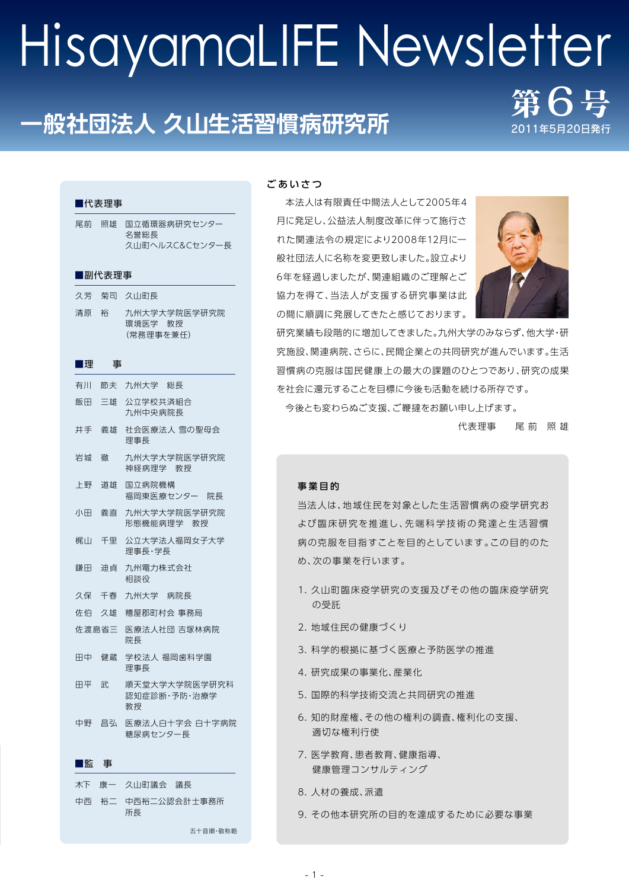# HisayamaLIFE Newsletter

## 一般社団法人 久山生活習慣病研究所

**第6号**
2011年5月20日発行

### ごあいさつ

本法人は有限責任中間法人として2005年4月に発足し、公益法人制度改革に伴って施行された関連法令の規定により2008年12月に一般社団法人に名称を変更致しました。設立より6年を経過しましたが、関連組織のご理解とご協力を得て、当法人が支援する研究事業は此の間に順調に発展してきたと感じております。研究業績も段階的に増加してきました。九州大学のみならず、他大学・研究施設、関連病院、さらに、民間企業との共同研究が進んでいます。生活習慣病の克服は国民健康上の最大の課題のひとつであり、研究の成果を社会に還元することを目標に今後も活動を続ける所存です。

今後とも変わらぬご支援、ご鞭撻をお願い申し上げます。

代表理事　　尾 前　照 雄

### 事業目的

当法人は、地域住民を対象とした生活習慣病の疫学研究および臨床研究を推進し、先端科学技術の発達と生活習慣病の克服を目指すことを目的としています。この目的のため、次の事業を行います。

1. 久山町臨床疫学研究の支援及びその他の臨床疫学研究の受託
2. 地域住民の健康づくり
3. 科学的根拠に基づく医療と予防医学の推進
4. 研究成果の事業化、産業化
5. 国際的科学技術交流と共同研究の推進
6. 知的財産権、その他の権利の調査、権利化の支援、適切な権利行使
7. 医学教育、患者教育、健康指導、健康管理コンサルティング
8. 人材の養成、派遣
9. その他本研究所の目的を達成するために必要な事業

---

**■代表理事**

| | |
|---|---|
| 尾前　照雄 | 国立循環器病研究センター 名誉総長 久山町ヘルスC&Cセンター長 |

**■副代表理事**

| | |
|---|---|
| 久芳　菊司 | 久山町長 |
| 清原　裕 | 九州大学大学院医学研究院 環境医学　教授 （常務理事を兼任） |

**■理　　事**

| | |
|---|---|
| 有川　節夫 | 九州大学　総長 |
| 飯田　三雄 | 公立学校共済組合 九州中央病院長 |
| 井手　義雄 | 社会医療法人 雪の聖母会 理事長 |
| 岩城　徹 | 九州大学大学院医学研究院 神経病理学　教授 |
| 上野　道雄 | 国立病院機構 福岡東医療センター　院長 |
| 小田　義直 | 九州大学大学院医学研究院 形態機能病理学　教授 |
| 梶山　千里 | 公立大学法人福岡女子大学 理事長・学長 |
| 鎌田　迪貞 | 九州電力株式会社 相談役 |
| 久保　千春 | 九州大学　病院長 |
| 佐伯　久雄 | 糟屋郡町村会 事務局 |
| 佐渡島省三 | 医療法人社団 吉塚林病院 院長 |
| 田中　健蔵 | 学校法人 福岡歯科学園 理事長 |
| 田平　武 | 順天堂大学大学院医学研究科 認知症診断・予防・治療学 教授 |
| 中野　昌弘 | 医療法人白十字会 白十字病院 糖尿病センター長 |

**■監　事**

| | |
|---|---|
| 木下　康一 | 久山町議会　議長 |
| 中西　裕二 | 中西裕二公認会計士事務所 所長 |

五十音順・敬称略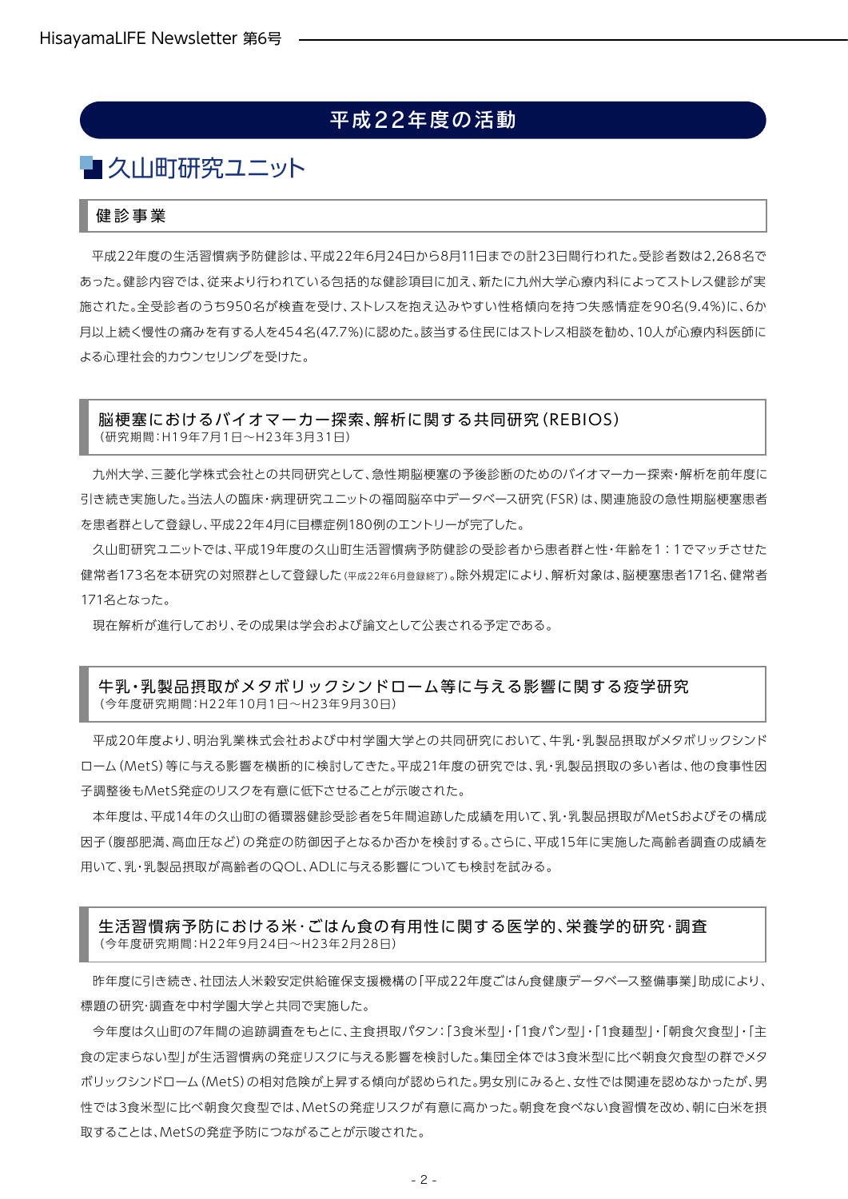# 平成22年度の活動

## 久山町研究ユニット

### 健診事業

平成22年度の生活習慣病予防健診は、平成22年6月24日から8月11日までの計23日間行われた。受診者数は2,268名であった。健診内容では、従来より行われている包括的な健診項目に加え、新たに九州大学心療内科によってストレス健診が実施された。全受診者のうち950名が検査を受け、ストレスを抱え込みやすい性格傾向を持つ失感情症を90名(9.4%)に、6か月以上続く慢性の痛みを有する人を454名(47.7%)に認めた。該当する住民にはストレス相談を勧め、10人が心療内科医師による心理社会的カウンセリングを受けた。

### 脳梗塞におけるバイオマーカー探索、解析に関する共同研究（REBIOS）

（研究期間：H19年7月1日～H23年3月31日）

九州大学、三菱化学株式会社との共同研究として、急性期脳梗塞の予後診断のためのバイオマーカー探索・解析を前年度に引き続き実施した。当法人の臨床・病理研究ユニットの福岡脳卒中データベース研究（FSR）は、関連施設の急性期脳梗塞患者を患者群として登録し、平成22年4月に目標症例180例のエントリーが完了した。

久山町研究ユニットでは、平成19年度の久山町生活習慣病予防健診の受診者から患者群と性・年齢を1：1でマッチさせた健常者173名を本研究の対照群として登録した（平成22年6月登録終了）。除外規定により、解析対象は、脳梗塞患者171名、健常者171名となった。

現在解析が進行しており、その成果は学会および論文として公表される予定である。

### 牛乳・乳製品摂取がメタボリックシンドローム等に与える影響に関する疫学研究

（今年度研究期間：H22年10月1日～H23年9月30日）

平成20年度より、明治乳業株式会社および中村学園大学との共同研究において、牛乳・乳製品摂取がメタボリックシンドローム（MetS）等に与える影響を横断的に検討してきた。平成21年度の研究では、乳・乳製品摂取の多い者は、他の食事性因子調整後もMetS発症のリスクを有意に低下させることが示唆された。

本年度は、平成14年の久山町の循環器健診受診者を5年間追跡した成績を用いて、乳・乳製品摂取がMetSおよびその構成因子（腹部肥満、高血圧など）の発症の防御因子となるか否かを検討する。さらに、平成15年に実施した高齢者調査の成績を用いて、乳・乳製品摂取が高齢者のQOL、ADLに与える影響についても検討を試みる。

### 生活習慣病予防における米・ごはん食の有用性に関する医学的、栄養学的研究・調査

（今年度研究期間：H22年9月24日～H23年2月28日）

昨年度に引き続き、社団法人米穀安定供給確保支援機構の「平成22年度ごはん食健康データベース整備事業」助成により、標題の研究・調査を中村学園大学と共同で実施した。

今年度は久山町の7年間の追跡調査をもとに、主食摂取パタン：「3食米型」・「1食パン型」・「1食麺型」・「朝食欠食型」・「主食の定まらない型」が生活習慣病の発症リスクに与える影響を検討した。集団全体では3食米型に比べ朝食欠食型の群でメタボリックシンドローム（MetS）の相対危険が上昇する傾向が認められた。男女別にみると、女性では関連を認めなかったが、男性では3食米型に比べ朝食欠食型では、MetSの発症リスクが有意に高かった。朝食を食べない食習慣を改め、朝に白米を摂取することは、MetSの発症予防につながることが示唆された。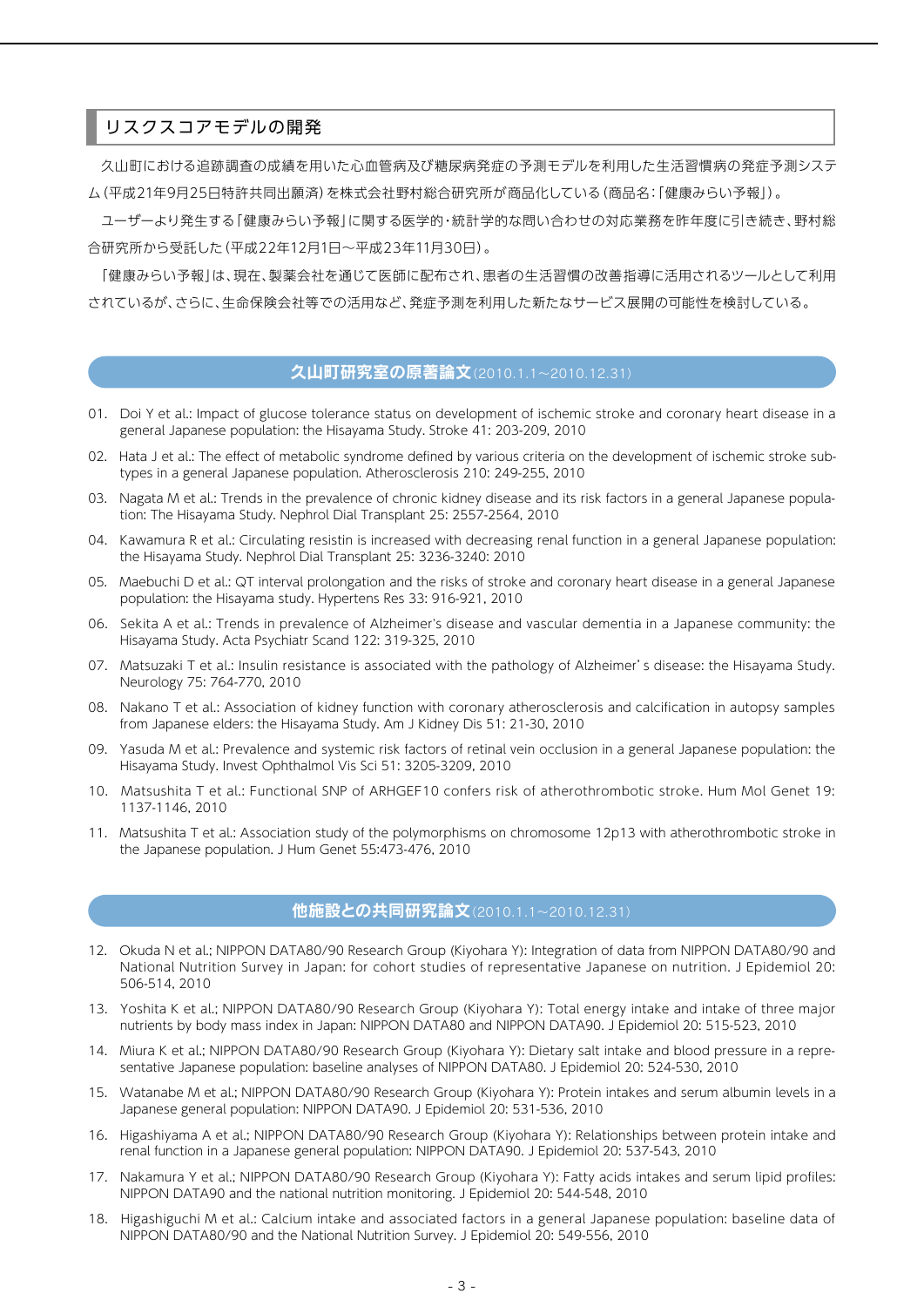## リスクスコアモデルの開発

久山町における追跡調査の成績を用いた心血管病及び糖尿病発症の予測モデルを利用した生活習慣病の発症予測システム（平成21年9月25日特許共同出願済）を株式会社野村総合研究所が商品化している（商品名：「健康みらい予報」）。

ユーザーより発生する「健康みらい予報」に関する医学的・統計学的な問い合わせの対応業務を昨年度に引き続き、野村総合研究所から受託した（平成22年12月1日～平成23年11月30日）。

「健康みらい予報」は、現在、製薬会社を通じて医師に配布され、患者の生活習慣の改善指導に活用されるツールとして利用されているが、さらに、生命保険会社等での活用など、発症予測を利用した新たなサービス展開の可能性を検討している。

## 久山町研究室の原著論文（2010.1.1～2010.12.31）

01. Doi Y et al.: Impact of glucose tolerance status on development of ischemic stroke and coronary heart disease in a general Japanese population: the Hisayama Study. Stroke 41: 203-209, 2010
02. Hata J et al.: The effect of metabolic syndrome defined by various criteria on the development of ischemic stroke subtypes in a general Japanese population. Atherosclerosis 210: 249-255, 2010
03. Nagata M et al.: Trends in the prevalence of chronic kidney disease and its risk factors in a general Japanese population: The Hisayama Study. Nephrol Dial Transplant 25: 2557-2564, 2010
04. Kawamura R et al.: Circulating resistin is increased with decreasing renal function in a general Japanese population: the Hisayama Study. Nephrol Dial Transplant 25: 3236-3240: 2010
05. Maebuchi D et al.: QT interval prolongation and the risks of stroke and coronary heart disease in a general Japanese population: the Hisayama study. Hypertens Res 33: 916-921, 2010
06. Sekita A et al.: Trends in prevalence of Alzheimer's disease and vascular dementia in a Japanese community: the Hisayama Study. Acta Psychiatr Scand 122: 319-325, 2010
07. Matsuzaki T et al.: Insulin resistance is associated with the pathology of Alzheimer's disease: the Hisayama Study. Neurology 75: 764-770, 2010
08. Nakano T et al.: Association of kidney function with coronary atherosclerosis and calcification in autopsy samples from Japanese elders: the Hisayama Study. Am J Kidney Dis 51: 21-30, 2010
09. Yasuda M et al.: Prevalence and systemic risk factors of retinal vein occlusion in a general Japanese population: the Hisayama Study. Invest Ophthalmol Vis Sci 51: 3205-3209, 2010
10. Matsushita T et al.: Functional SNP of ARHGEF10 confers risk of atherothrombotic stroke. Hum Mol Genet 19: 1137-1146, 2010
11. Matsushita T et al.: Association study of the polymorphisms on chromosome 12p13 with atherothrombotic stroke in the Japanese population. J Hum Genet 55:473-476, 2010

## 他施設との共同研究論文（2010.1.1～2010.12.31）

12. Okuda N et al.; NIPPON DATA80/90 Research Group (Kiyohara Y): Integration of data from NIPPON DATA80/90 and National Nutrition Survey in Japan: for cohort studies of representative Japanese on nutrition. J Epidemiol 20: 506-514, 2010
13. Yoshita K et al.; NIPPON DATA80/90 Research Group (Kiyohara Y): Total energy intake and intake of three major nutrients by body mass index in Japan: NIPPON DATA80 and NIPPON DATA90. J Epidemiol 20: 515-523, 2010
14. Miura K et al.; NIPPON DATA80/90 Research Group (Kiyohara Y): Dietary salt intake and blood pressure in a representative Japanese population: baseline analyses of NIPPON DATA80. J Epidemiol 20: 524-530, 2010
15. Watanabe M et al.; NIPPON DATA80/90 Research Group (Kiyohara Y): Protein intakes and serum albumin levels in a Japanese general population: NIPPON DATA90. J Epidemiol 20: 531-536, 2010
16. Higashiyama A et al.; NIPPON DATA80/90 Research Group (Kiyohara Y): Relationships between protein intake and renal function in a Japanese general population: NIPPON DATA90. J Epidemiol 20: 537-543, 2010
17. Nakamura Y et al.; NIPPON DATA80/90 Research Group (Kiyohara Y): Fatty acids intakes and serum lipid profiles: NIPPON DATA90 and the national nutrition monitoring. J Epidemiol 20: 544-548, 2010
18. Higashiguchi M et al.: Calcium intake and associated factors in a general Japanese population: baseline data of NIPPON DATA80/90 and the National Nutrition Survey. J Epidemiol 20: 549-556, 2010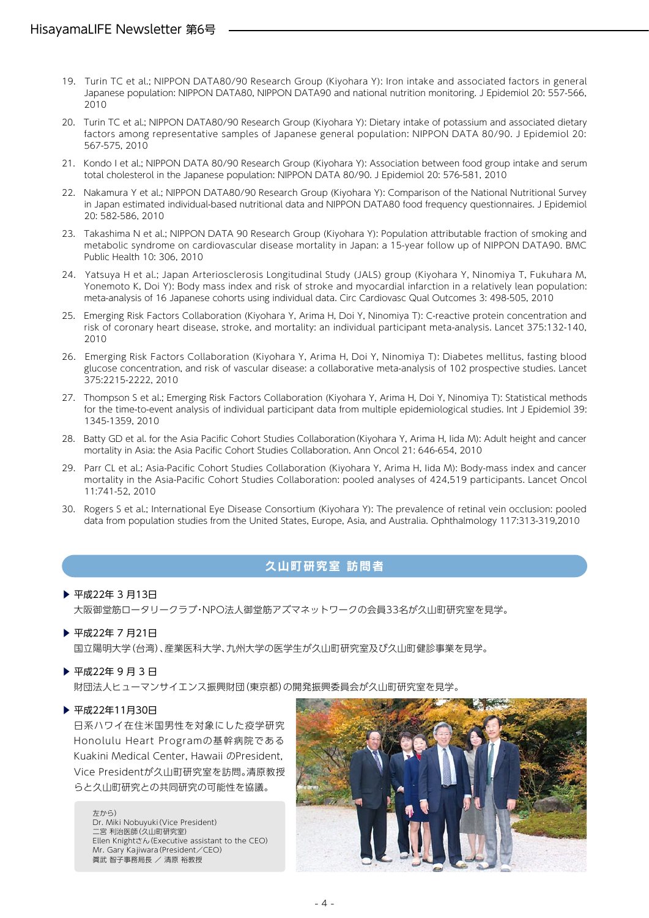19. Turin TC et al.; NIPPON DATA80/90 Research Group (Kiyohara Y): Iron intake and associated factors in general Japanese population: NIPPON DATA80, NIPPON DATA90 and national nutrition monitoring. J Epidemiol 20: 557-566, 2010

20. Turin TC et al.; NIPPON DATA80/90 Research Group (Kiyohara Y): Dietary intake of potassium and associated dietary factors among representative samples of Japanese general population: NIPPON DATA 80/90. J Epidemiol 20: 567-575, 2010

21. Kondo I et al.; NIPPON DATA 80/90 Research Group (Kiyohara Y): Association between food group intake and serum total cholesterol in the Japanese population: NIPPON DATA 80/90. J Epidemiol 20: 576-581, 2010

22. Nakamura Y et al.; NIPPON DATA80/90 Research Group (Kiyohara Y): Comparison of the National Nutritional Survey in Japan estimated individual-based nutritional data and NIPPON DATA80 food frequency questionnaires. J Epidemiol 20: 582-586, 2010

23. Takashima N et al.; NIPPON DATA 90 Research Group (Kiyohara Y): Population attributable fraction of smoking and metabolic syndrome on cardiovascular disease mortality in Japan: a 15-year follow up of NIPPON DATA90. BMC Public Health 10: 306, 2010

24. Yatsuya H et al.; Japan Arteriosclerosis Longitudinal Study (JALS) group (Kiyohara Y, Ninomiya T, Fukuhara M, Yonemoto K, Doi Y): Body mass index and risk of stroke and myocardial infarction in a relatively lean population: meta-analysis of 16 Japanese cohorts using individual data. Circ Cardiovasc Qual Outcomes 3: 498-505, 2010

25. Emerging Risk Factors Collaboration (Kiyohara Y, Arima H, Doi Y, Ninomiya T): C-reactive protein concentration and risk of coronary heart disease, stroke, and mortality: an individual participant meta-analysis. Lancet 375:132-140, 2010

26. Emerging Risk Factors Collaboration (Kiyohara Y, Arima H, Doi Y, Ninomiya T): Diabetes mellitus, fasting blood glucose concentration, and risk of vascular disease: a collaborative meta-analysis of 102 prospective studies. Lancet 375:2215-2222, 2010

27. Thompson S et al.; Emerging Risk Factors Collaboration (Kiyohara Y, Arima H, Doi Y, Ninomiya T): Statistical methods for the time-to-event analysis of individual participant data from multiple epidemiological studies. Int J Epidemiol 39: 1345-1359, 2010

28. Batty GD et al. for the Asia Pacific Cohort Studies Collaboration (Kiyohara Y, Arima H, Iida M): Adult height and cancer mortality in Asia: the Asia Pacific Cohort Studies Collaboration. Ann Oncol 21: 646-654, 2010

29. Parr CL et al.; Asia-Pacific Cohort Studies Collaboration (Kiyohara Y, Arima H, Iida M): Body-mass index and cancer mortality in the Asia-Pacific Cohort Studies Collaboration: pooled analyses of 424,519 participants. Lancet Oncol 11:741-52, 2010

30. Rogers S et al.; International Eye Disease Consortium (Kiyohara Y): The prevalence of retinal vein occlusion: pooled data from population studies from the United States, Europe, Asia, and Australia. Ophthalmology 117:313-319,2010

## 久山町研究室 訪問者

▶ **平成22年 3 月13日**

大阪御堂筋ロータリークラブ･NPO法人御堂筋アズマネットワークの会員33名が久山町研究室を見学。

▶ **平成22年 7 月21日**

国立陽明大学（台湾）、産業医科大学、九州大学の医学生が久山町研究室及び久山町健診事業を見学。

▶ **平成22年 9 月 3 日**

財団法人ヒューマンサイエンス振興財団（東京都）の開発振興委員会が久山町研究室を見学。

▶ **平成22年11月30日**

日系ハワイ在住米国男性を対象にした疫学研究Honolulu Heart Programの基幹病院であるKuakini Medical Center, Hawaii のPresident, Vice Presidentが久山町研究室を訪問。清原教授らと久山町研究との共同研究の可能性を協議。

左から）
Dr. Miki Nobuyuki（Vice President）
二宮 利治医師（久山町研究室）
Ellen Knightさん（Executive assistant to the CEO）
Mr. Gary Kajiwara（President／CEO）
眞武 智子事務局長 ／ 清原 裕教授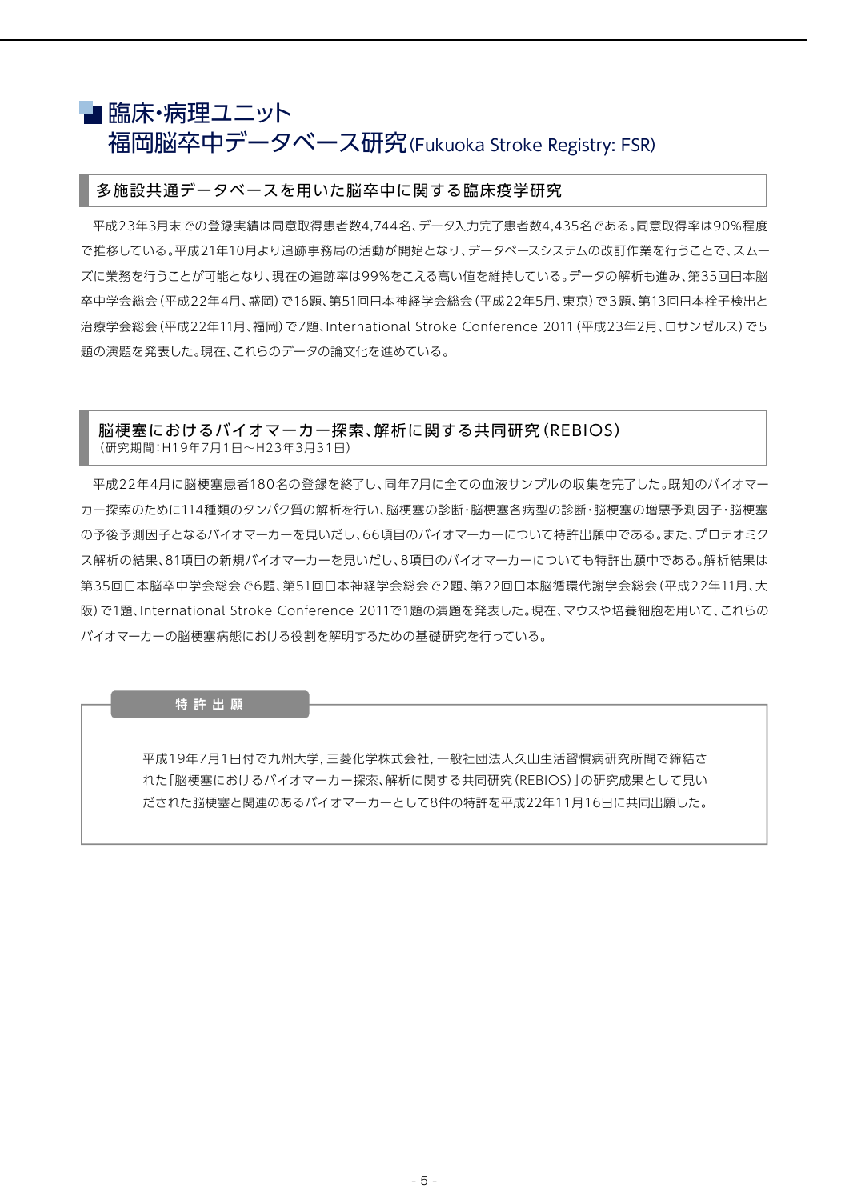# 臨床・病理ユニット
# 福岡脳卒中データベース研究(Fukuoka Stroke Registry: FSR)

## 多施設共通データベースを用いた脳卒中に関する臨床疫学研究

平成23年3月末での登録実績は同意取得患者数4,744名、データ入力完了患者数4,435名である。同意取得率は90%程度で推移している。平成21年10月より追跡事務局の活動が開始となり、データベースシステムの改訂作業を行うことで、スムーズに業務を行うことが可能となり、現在の追跡率は99%をこえる高い値を維持している。データの解析も進み、第35回日本脳卒中学会総会(平成22年4月、盛岡)で16題、第51回日本神経学会総会(平成22年5月、東京)で3題、第13回日本栓子検出と治療学会総会(平成22年11月、福岡)で7題、International Stroke Conference 2011(平成23年2月、ロサンゼルス)で5題の演題を発表した。現在、これらのデータの論文化を進めている。

## 脳梗塞におけるバイオマーカー探索、解析に関する共同研究(REBIOS)

(研究期間:H19年7月1日～H23年3月31日)

平成22年4月に脳梗塞患者180名の登録を終了し、同年7月に全ての血液サンプルの収集を完了した。既知のバイオマーカー探索のために114種類のタンパク質の解析を行い、脳梗塞の診断・脳梗塞各病型の診断・脳梗塞の増悪予測因子・脳梗塞の予後予測因子となるバイオマーカーを見いだし、66項目のバイオマーカーについて特許出願中である。また、プロテオミクス解析の結果、81項目の新規バイオマーカーを見いだし、8項目のバイオマーカーについても特許出願中である。解析結果は第35回日本脳卒中学会総会で6題、第51回日本神経学会総会で2題、第22回日本脳循環代謝学会総会(平成22年11月、大阪)で1題、International Stroke Conference 2011で1題の演題を発表した。現在、マウスや培養細胞を用いて、これらのバイオマーカーの脳梗塞病態における役割を解明するための基礎研究を行っている。

**特 許 出 願**

平成19年7月1日付で九州大学, 三菱化学株式会社, 一般社団法人久山生活習慣病研究所間で締結された「脳梗塞におけるバイオマーカー探索、解析に関する共同研究(REBIOS)」の研究成果として見いだされた脳梗塞と関連のあるバイオマーカーとして8件の特許を平成22年11月16日に共同出願した。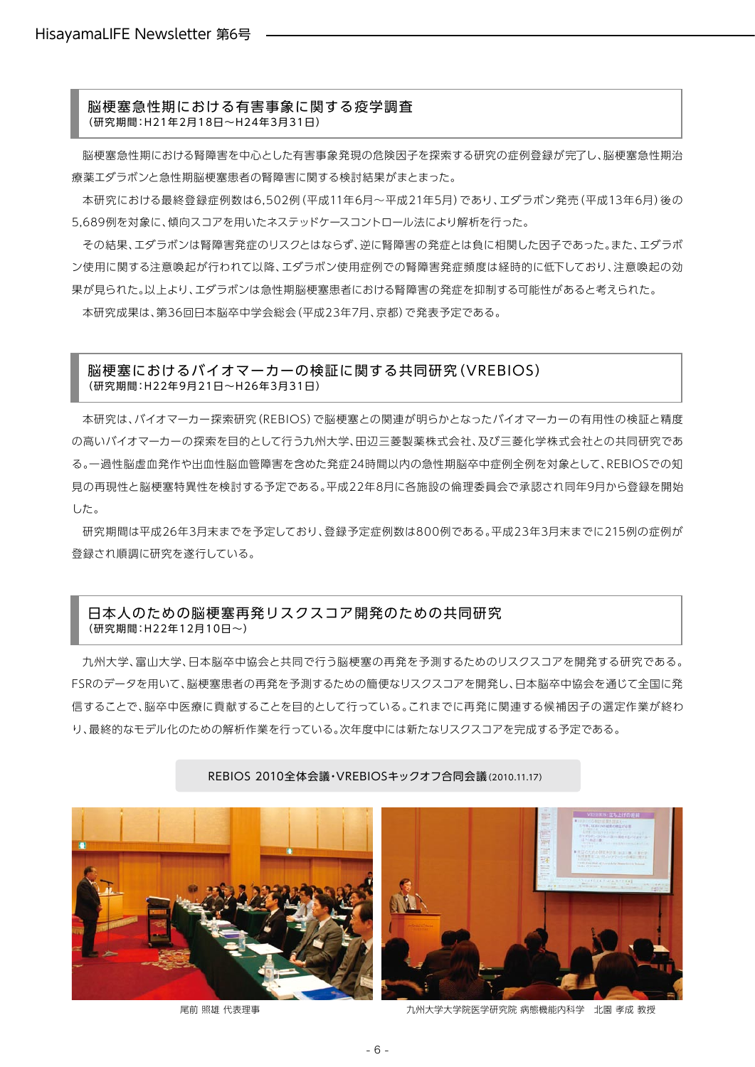## 脳梗塞急性期における有害事象に関する疫学調査

（研究期間：H21年2月18日～H24年3月31日）

脳梗塞急性期における腎障害を中心とした有害事象発現の危険因子を探索する研究の症例登録が完了し、脳梗塞急性期治療薬エダラボンと急性期脳梗塞患者の腎障害に関する検討結果がまとまった。

本研究における最終登録症例数は6,502例（平成11年6月～平成21年5月）であり、エダラボン発売（平成13年6月）後の5,689例を対象に、傾向スコアを用いたネステッドケースコントロール法により解析を行った。

その結果、エダラボンは腎障害発症のリスクとはならず、逆に腎障害の発症とは負に相関した因子であった。また、エダラボン使用に関する注意喚起が行われて以降、エダラボン使用症例での腎障害発症頻度は経時的に低下しており、注意喚起の効果が見られた。以上より、エダラボンは急性期脳梗塞患者における腎障害の発症を抑制する可能性があると考えられた。

本研究成果は、第36回日本脳卒中学会総会（平成23年7月、京都）で発表予定である。

## 脳梗塞におけるバイオマーカーの検証に関する共同研究（VREBIOS）

（研究期間：H22年9月21日～H26年3月31日）

本研究は、バイオマーカー探索研究（REBIOS）で脳梗塞との関連が明らかとなったバイオマーカーの有用性の検証と精度の高いバイオマーカーの探索を目的として行う九州大学、田辺三菱製薬株式会社、及び三菱化学株式会社との共同研究である。一過性脳虚血発作や出血性脳血管障害を含めた発症24時間以内の急性期脳卒中症例全例を対象として、REBIOSでの知見の再現性と脳梗塞特異性を検討する予定である。平成22年8月に各施設の倫理委員会で承認され同年9月から登録を開始した。

研究期間は平成26年3月末までを予定しており、登録予定症例数は800例である。平成23年3月末までに215例の症例が登録され順調に研究を遂行している。

## 日本人のための脳梗塞再発リスクスコア開発のための共同研究

（研究期間：H22年12月10日～）

九州大学、富山大学、日本脳卒中協会と共同で行う脳梗塞の再発を予測するためのリスクスコアを開発する研究である。FSRのデータを用いて、脳梗塞患者の再発を予測するための簡便なリスクスコアを開発し、日本脳卒中協会を通じて全国に発信することで、脳卒中医療に貢献することを目的として行っている。これまでに再発に関連する候補因子の選定作業が終わり、最終的なモデル化のための解析作業を行っている。次年度中には新たなリスクスコアを完成する予定である。

REBIOS 2010全体会議・VREBIOSキックオフ合同会議（2010.11.17）

尾前 照雄 代表理事

九州大学大学院医学研究院 病態機能内科学　北園 孝成 教授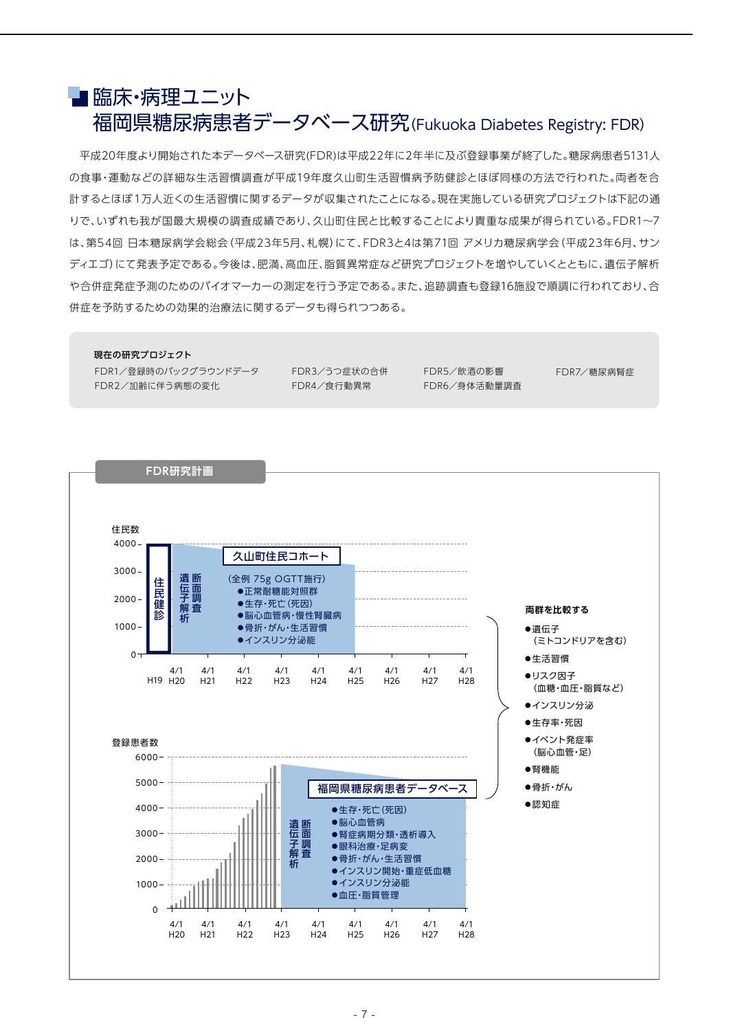## 臨床・病理ユニット
## 福岡県糖尿病患者データベース研究(Fukuoka Diabetes Registry: FDR)

平成20年度より開始された本データベース研究(FDR)は平成22年に2年半に及ぶ登録事業が終了した。糖尿病患者5131人の食事・運動などの詳細な生活習慣調査が平成19年度久山町生活習慣病予防健診とほぼ同様の方法で行われた。両者を合計するとほぼ1万人近くの生活習慣に関するデータが収集されたことになる。現在実施している研究プロジェクトは下記の通りで、いずれも我が国最大規模の調査成績であり、久山町住民と比較することにより貴重な成果が得られている。FDR1～7は、第54回 日本糖尿病学会総会(平成23年5月、札幌)にて、FDR3と4は第71回 アメリカ糖尿病学会(平成23年6月、サンディエゴ)にて発表予定である。今後は、肥満、高血圧、脂質異常症など研究プロジェクトを増やしていくとともに、遺伝子解析や合併症発症予測のためのバイオマーカーの測定を行う予定である。また、追跡調査も登録16施設で順調に行われており、合併症を予防するための効果的治療法に関するデータも得られつつある。

**現在の研究プロジェクト**

- FDR1／登録時のバックグラウンドデータ
- FDR2／加齢に伴う病態の変化
- FDR3／うつ症状の合併
- FDR4／食行動異常
- FDR5／飲酒の影響
- FDR6／身体活動量調査
- FDR7／糖尿病腎症

**FDR研究計画**

住民数
4000
3000
2000
1000
0
住民健診
断面調査
遺伝子解析
久山町住民コホート
(全例 75g OGTT施行)
●正常耐糖能対照群
●生存・死亡(死因)
●脳心血管病・慢性腎臓病
●骨折・がん・生活習慣
●インスリン分泌能
H19 4/1 H20 4/1 H21 4/1 H22 4/1 H23 4/1 H24 4/1 H25 4/1 H26 4/1 H27 4/1 H28

登録患者数
6000
5000
4000
3000
2000
1000
0
断面調査
遺伝子解析
福岡県糖尿病患者データベース
●生存・死亡(死因)
●脳心血管病
●腎症病期分類・透析導入
●眼科治療・足病変
●骨折・がん・生活習慣
●インスリン開始・重症低血糖
●インスリン分泌能
●血圧・脂質管理
4/1 H20 4/1 H21 4/1 H22 4/1 H23 4/1 H24 4/1 H25 4/1 H26 4/1 H27 4/1 H28

両群を比較する
●遺伝子
(ミトコンドリアを含む)
●生活習慣
●リスク因子
(血糖・血圧・脂質など)
●インスリン分泌
●生存率・死因
●イベント発症率
(脳心血管・足)
●腎機能
●骨折・がん
●認知症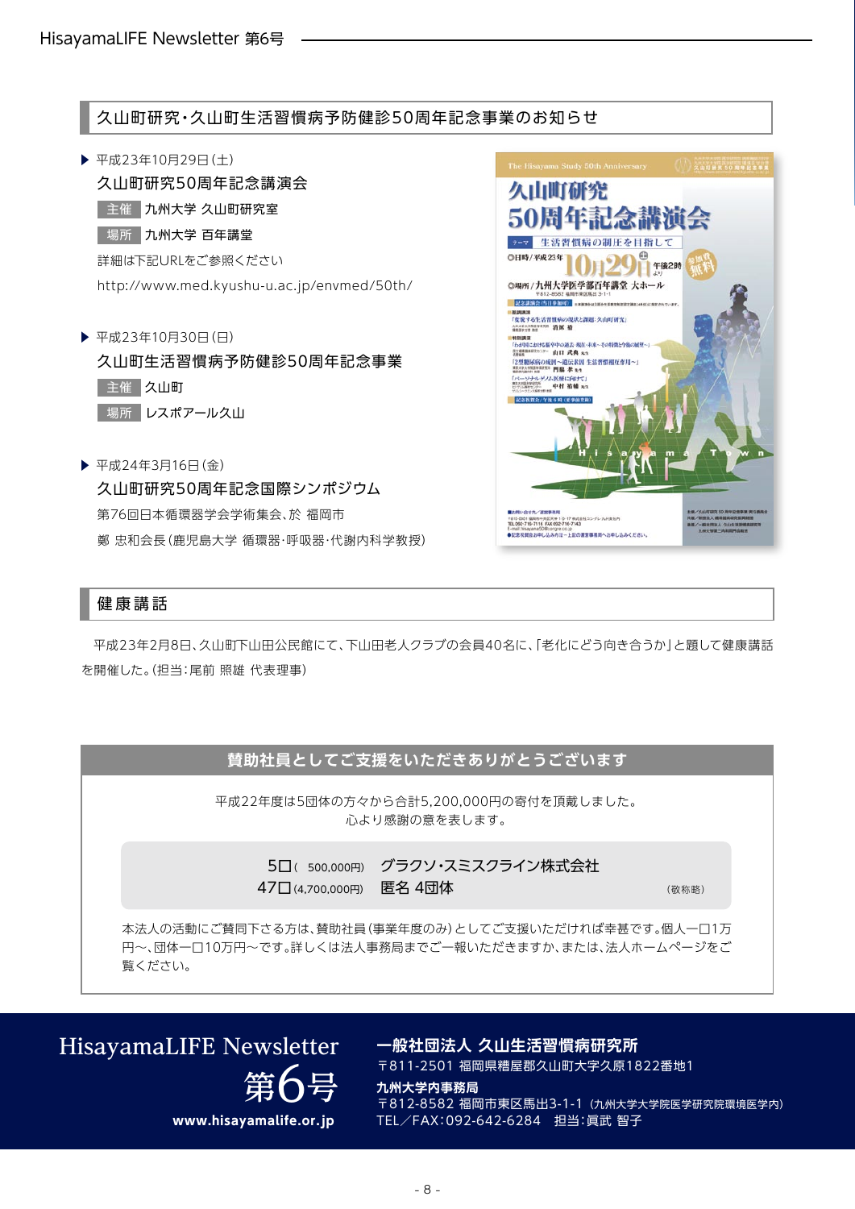## 久山町研究・久山町生活習慣病予防健診50周年記念事業のお知らせ

▶ 平成23年10月29日（土）

**久山町研究50周年記念講演会**

主催　九州大学 久山町研究室

場所　九州大学 百年講堂

詳細は下記URLをご参照ください

http://www.med.kyushu-u.ac.jp/envmed/50th/

▶ 平成23年10月30日（日）

**久山町生活習慣病予防健診50周年記念事業**

主催　久山町

場所　レスポアール久山

▶ 平成24年3月16日（金）

**久山町研究50周年記念国際シンポジウム**

第76回日本循環器学会学術集会、於 福岡市

鄭 忠和会長（鹿児島大学 循環器・呼吸器・代謝内科学教授）

## 健康講話

平成23年2月8日、久山町下山田公民館にて、下山田老人クラブの会員40名に、「老化にどう向き合うか」と題して健康講話を開催した。（担当：尾前 照雄 代表理事）

## 賛助社員としてご支援をいただきありがとうございます

平成22年度は5団体の方々から合計5,200,000円の寄付を頂戴しました。
心より感謝の意を表します。

| | |
|---|---|
| 5口（ 500,000円） | グラクソ・スミスクライン株式会社 |
| 47口（4,700,000円） | 匿名 4団体 |

（敬称略）

本法人の活動にご賛同下さる方は、賛助社員（事業年度のみ）としてご支援いただければ幸甚です。個人一口1万円～、団体一口10万円～です。詳しくは法人事務局までご一報いただきますか、または、法人ホームページをご覧ください。

HisayamaLIFE Newsletter 第6号

www.hisayamalife.or.jp

**一般社団法人 久山生活習慣病研究所**

〒811-2501 福岡県糟屋郡久山町大字久原1822番地1

**九州大学内事務局**

〒812-8582 福岡市東区馬出3-1-1（九州大学大学院医学研究院環境医学内）

TEL／FAX：092-642-6284　担当：眞武 智子